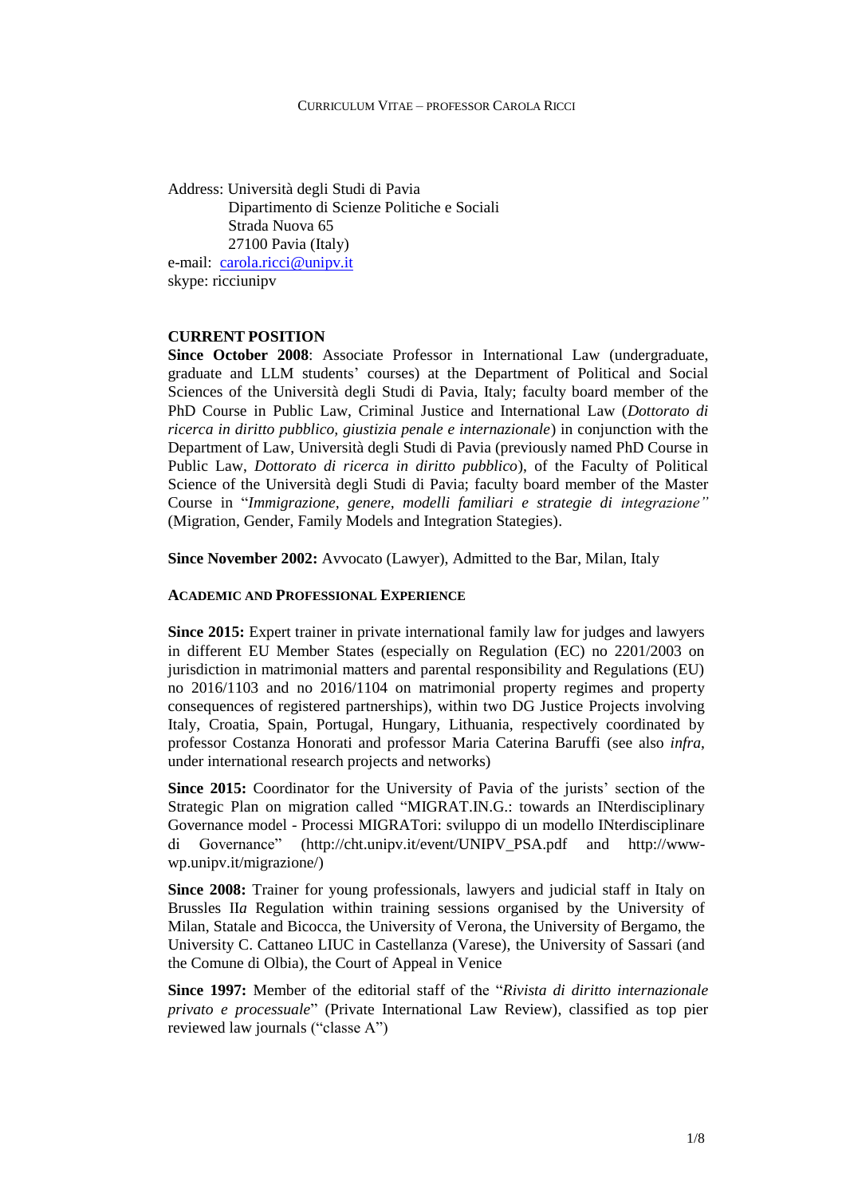Address: Università degli Studi di Pavia
Dipartimento di Scienze Politiche e Sociali
Strada Nuova 65
27100 Pavia (Italy)
e-mail: carola.ricci@unipv.it
skype: ricciunipv

## CURRENT POSITION

**Since October 2008**: Associate Professor in International Law (undergraduate, graduate and LLM students' courses) at the Department of Political and Social Sciences of the Università degli Studi di Pavia, Italy; faculty board member of the PhD Course in Public Law, Criminal Justice and International Law (*Dottorato di ricerca in diritto pubblico, giustizia penale e internazionale*) in conjunction with the Department of Law, Università degli Studi di Pavia (previously named PhD Course in Public Law, *Dottorato di ricerca in diritto pubblico*), of the Faculty of Political Science of the Università degli Studi di Pavia; faculty board member of the Master Course in "*Immigrazione, genere, modelli familiari e strategie di integrazione"* (Migration, Gender, Family Models and Integration Stategies).

**Since November 2002:** Avvocato (Lawyer), Admitted to the Bar, Milan, Italy

## ACADEMIC AND PROFESSIONAL EXPERIENCE

**Since 2015:** Expert trainer in private international family law for judges and lawyers in different EU Member States (especially on Regulation (EC) no 2201/2003 on jurisdiction in matrimonial matters and parental responsibility and Regulations (EU) no 2016/1103 and no 2016/1104 on matrimonial property regimes and property consequences of registered partnerships), within two DG Justice Projects involving Italy, Croatia, Spain, Portugal, Hungary, Lithuania, respectively coordinated by professor Costanza Honorati and professor Maria Caterina Baruffi (see also *infra*, under international research projects and networks)

**Since 2015:** Coordinator for the University of Pavia of the jurists' section of the Strategic Plan on migration called "MIGRAT.IN.G.: towards an INterdisciplinary Governance model - Processi MIGRATori: sviluppo di un modello INterdisciplinare di Governance" (http://cht.unipv.it/event/UNIPV_PSA.pdf and http://www-wp.unipv.it/migrazione/)

**Since 2008:** Trainer for young professionals, lawyers and judicial staff in Italy on Brussels II*a* Regulation within training sessions organised by the University of Milan, Statale and Bicocca, the University of Verona, the University of Bergamo, the University C. Cattaneo LIUC in Castellanza (Varese), the University of Sassari (and the Comune di Olbia), the Court of Appeal in Venice

**Since 1997:** Member of the editorial staff of the "*Rivista di diritto internazionale privato e processuale*" (Private International Law Review), classified as top pier reviewed law journals ("classe A")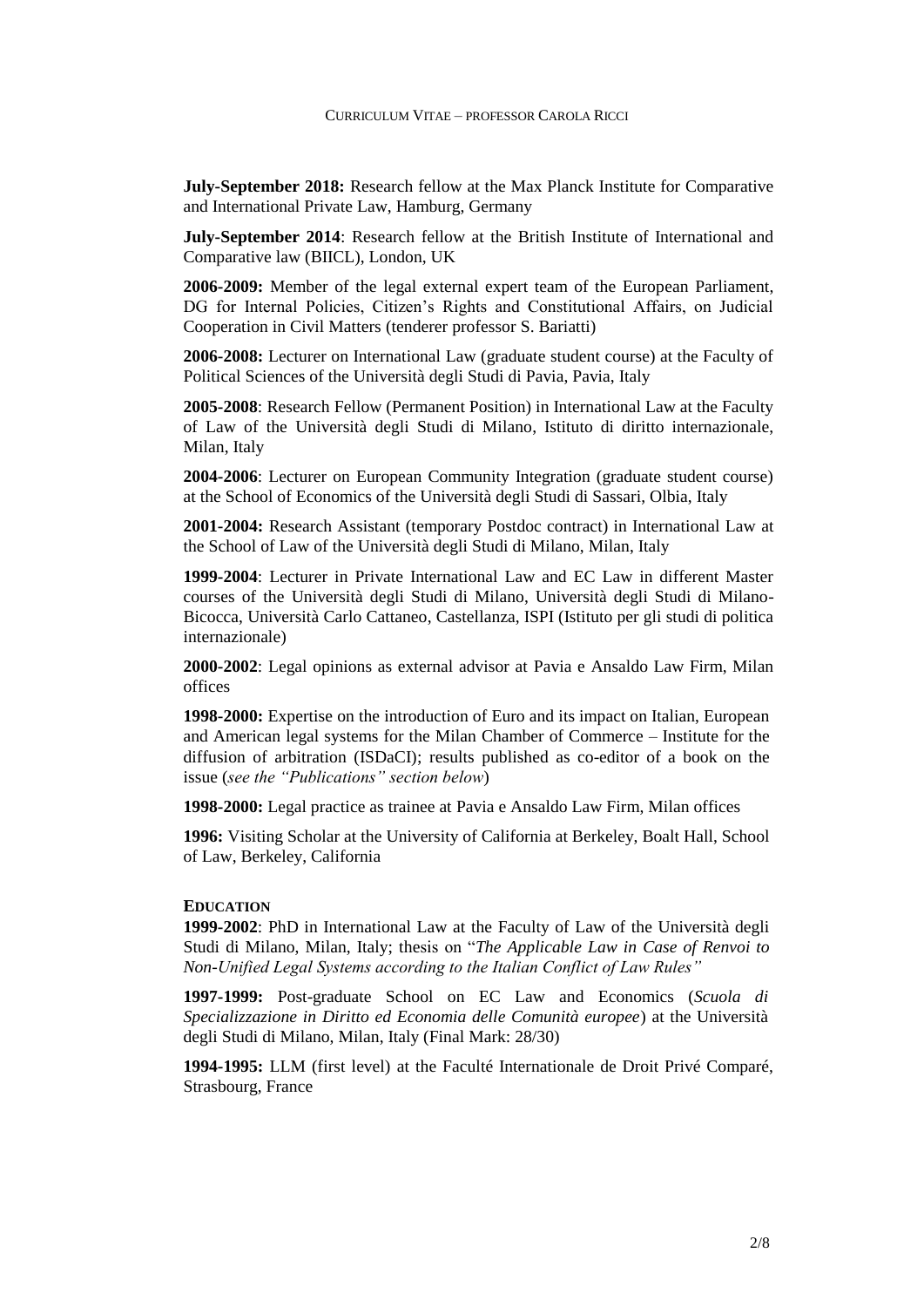**July-September 2018:** Research fellow at the Max Planck Institute for Comparative and International Private Law, Hamburg, Germany

**July-September 2014**: Research fellow at the British Institute of International and Comparative law (BIICL), London, UK

**2006-2009:** Member of the legal external expert team of the European Parliament, DG for Internal Policies, Citizen's Rights and Constitutional Affairs, on Judicial Cooperation in Civil Matters (tenderer professor S. Bariatti)

**2006-2008:** Lecturer on International Law (graduate student course) at the Faculty of Political Sciences of the Università degli Studi di Pavia, Pavia, Italy

**2005-2008**: Research Fellow (Permanent Position) in International Law at the Faculty of Law of the Università degli Studi di Milano, Istituto di diritto internazionale, Milan, Italy

**2004-2006**: Lecturer on European Community Integration (graduate student course) at the School of Economics of the Università degli Studi di Sassari, Olbia, Italy

**2001-2004:** Research Assistant (temporary Postdoc contract) in International Law at the School of Law of the Università degli Studi di Milano, Milan, Italy

**1999-2004**: Lecturer in Private International Law and EC Law in different Master courses of the Università degli Studi di Milano, Università degli Studi di Milano-Bicocca, Università Carlo Cattaneo, Castellanza, ISPI (Istituto per gli studi di politica internazionale)

**2000-2002**: Legal opinions as external advisor at Pavia e Ansaldo Law Firm, Milan offices

**1998-2000:** Expertise on the introduction of Euro and its impact on Italian, European and American legal systems for the Milan Chamber of Commerce – Institute for the diffusion of arbitration (ISDaCI); results published as co-editor of a book on the issue (*see the "Publications" section below*)

**1998-2000:** Legal practice as trainee at Pavia e Ansaldo Law Firm, Milan offices

**1996:** Visiting Scholar at the University of California at Berkeley, Boalt Hall, School of Law, Berkeley, California

## EDUCATION

**1999-2002**: PhD in International Law at the Faculty of Law of the Università degli Studi di Milano, Milan, Italy; thesis on "*The Applicable Law in Case of Renvoi to Non-Unified Legal Systems according to the Italian Conflict of Law Rules"*

**1997-1999:** Post-graduate School on EC Law and Economics (*Scuola di Specializzazione in Diritto ed Economia delle Comunità europee*) at the Università degli Studi di Milano, Milan, Italy (Final Mark: 28/30)

**1994-1995:** LLM (first level) at the Faculté Internationale de Droit Privé Comparé, Strasbourg, France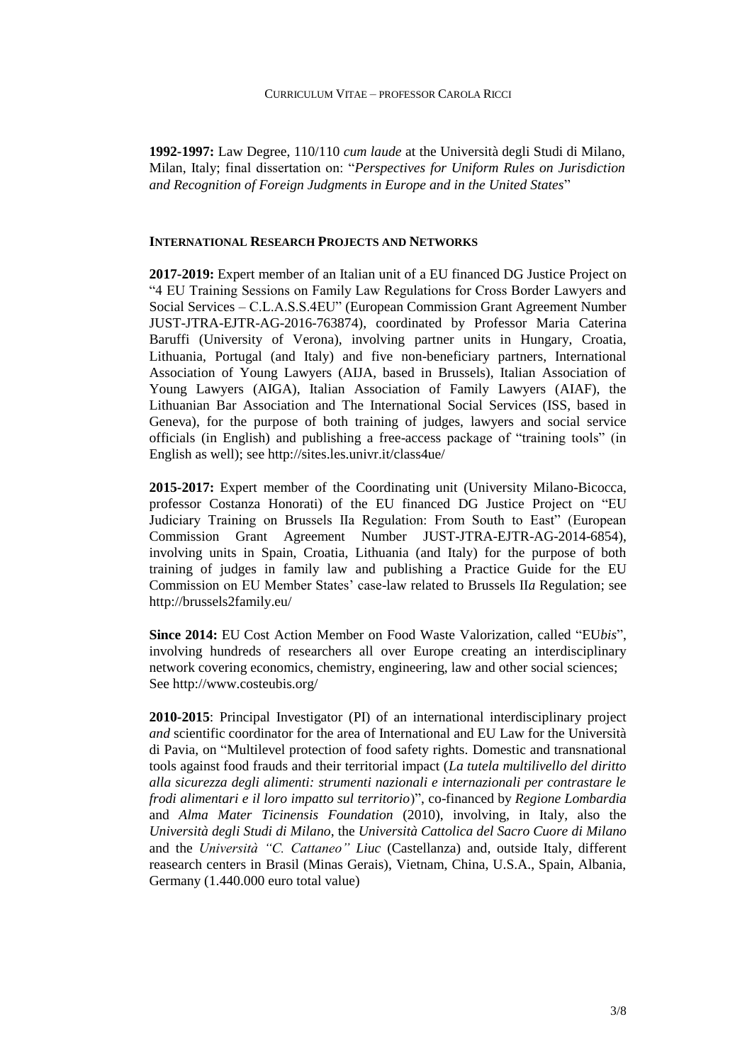**1992-1997:** Law Degree, 110/110 *cum laude* at the Università degli Studi di Milano, Milan, Italy; final dissertation on: "*Perspectives for Uniform Rules on Jurisdiction and Recognition of Foreign Judgments in Europe and in the United States*"

## INTERNATIONAL RESEARCH PROJECTS AND NETWORKS

**2017-2019:** Expert member of an Italian unit of a EU financed DG Justice Project on "4 EU Training Sessions on Family Law Regulations for Cross Border Lawyers and Social Services – C.L.A.S.S.4EU" (European Commission Grant Agreement Number JUST-JTRA-EJTR-AG-2016-763874), coordinated by Professor Maria Caterina Baruffi (University of Verona), involving partner units in Hungary, Croatia, Lithuania, Portugal (and Italy) and five non-beneficiary partners, International Association of Young Lawyers (AIJA, based in Brussels), Italian Association of Young Lawyers (AIGA), Italian Association of Family Lawyers (AIAF), the Lithuanian Bar Association and The International Social Services (ISS, based in Geneva), for the purpose of both training of judges, lawyers and social service officials (in English) and publishing a free-access package of "training tools" (in English as well); see http://sites.les.univr.it/class4ue/

**2015-2017:** Expert member of the Coordinating unit (University Milano-Bicocca, professor Costanza Honorati) of the EU financed DG Justice Project on "EU Judiciary Training on Brussels IIa Regulation: From South to East" (European Commission Grant Agreement Number JUST-JTRA-EJTR-AG-2014-6854), involving units in Spain, Croatia, Lithuania (and Italy) for the purpose of both training of judges in family law and publishing a Practice Guide for the EU Commission on EU Member States' case-law related to Brussels II*a* Regulation; see http://brussels2family.eu/

**Since 2014:** EU Cost Action Member on Food Waste Valorization, called "EU*bis*", involving hundreds of researchers all over Europe creating an interdisciplinary network covering economics, chemistry, engineering, law and other social sciences; See http://www.costeubis.org/

**2010-2015**: Principal Investigator (PI) of an international interdisciplinary project *and* scientific coordinator for the area of International and EU Law for the Università di Pavia, on "Multilevel protection of food safety rights. Domestic and transnational tools against food frauds and their territorial impact (*La tutela multilivello del diritto alla sicurezza degli alimenti: strumenti nazionali e internazionali per contrastare le frodi alimentari e il loro impatto sul territorio*)", co-financed by *Regione Lombardia* and *Alma Mater Ticinensis Foundation* (2010), involving, in Italy, also the *Università degli Studi di Milano*, the *Università Cattolica del Sacro Cuore di Milano* and the *Università "C. Cattaneo" Liuc* (Castellanza) and, outside Italy, different reasearch centers in Brasil (Minas Gerais), Vietnam, China, U.S.A., Spain, Albania, Germany (1.440.000 euro total value)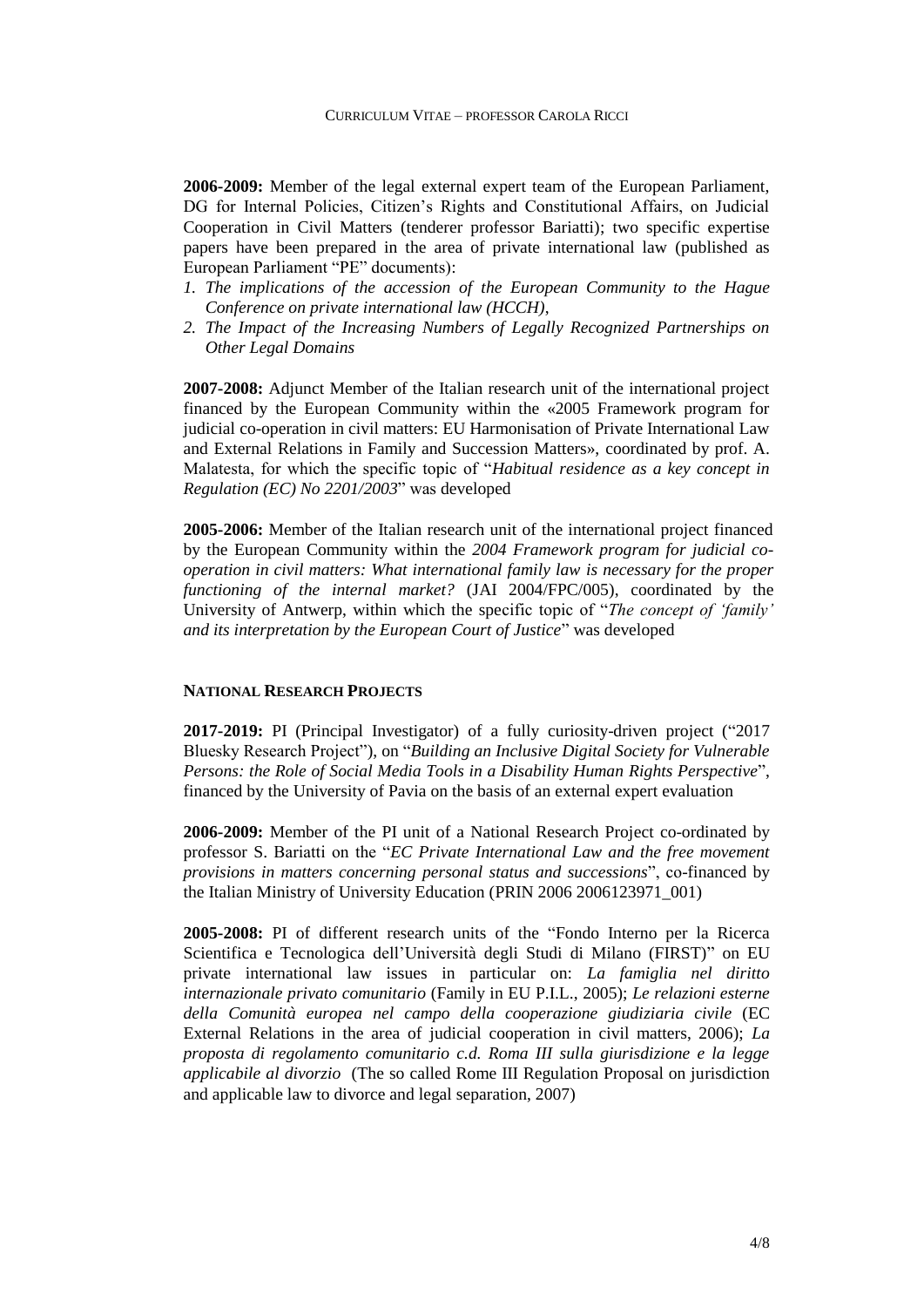**2006-2009:** Member of the legal external expert team of the European Parliament, DG for Internal Policies, Citizen's Rights and Constitutional Affairs, on Judicial Cooperation in Civil Matters (tenderer professor Bariatti); two specific expertise papers have been prepared in the area of private international law (published as European Parliament "PE" documents):

1. *The implications of the accession of the European Community to the Hague Conference on private international law (HCCH),*
2. *The Impact of the Increasing Numbers of Legally Recognized Partnerships on Other Legal Domains*

**2007-2008:** Adjunct Member of the Italian research unit of the international project financed by the European Community within the «2005 Framework program for judicial co-operation in civil matters: EU Harmonisation of Private International Law and External Relations in Family and Succession Matters», coordinated by prof. A. Malatesta, for which the specific topic of "*Habitual residence as a key concept in Regulation (EC) No 2201/2003*" was developed

**2005-2006:** Member of the Italian research unit of the international project financed by the European Community within the *2004 Framework program for judicial co-operation in civil matters: What international family law is necessary for the proper functioning of the internal market?* (JAI 2004/FPC/005), coordinated by the University of Antwerp, within which the specific topic of "*The concept of 'family' and its interpretation by the European Court of Justice*" was developed

## NATIONAL RESEARCH PROJECTS

**2017-2019:** PI (Principal Investigator) of a fully curiosity-driven project ("2017 Bluesky Research Project"), on "*Building an Inclusive Digital Society for Vulnerable Persons: the Role of Social Media Tools in a Disability Human Rights Perspective*", financed by the University of Pavia on the basis of an external expert evaluation

**2006-2009:** Member of the PI unit of a National Research Project co-ordinated by professor S. Bariatti on the "*EC Private International Law and the free movement provisions in matters concerning personal status and successions*", co-financed by the Italian Ministry of University Education (PRIN 2006 2006123971_001)

**2005-2008:** PI of different research units of the "Fondo Interno per la Ricerca Scientifica e Tecnologica dell'Università degli Studi di Milano (FIRST)" on EU private international law issues in particular on: *La famiglia nel diritto internazionale privato comunitario* (Family in EU P.I.L., 2005); *Le relazioni esterne della Comunità europea nel campo della cooperazione giudiziaria civile* (EC External Relations in the area of judicial cooperation in civil matters, 2006); *La proposta di regolamento comunitario c.d. Roma III sulla giurisdizione e la legge applicabile al divorzio* (The so called Rome III Regulation Proposal on jurisdiction and applicable law to divorce and legal separation, 2007)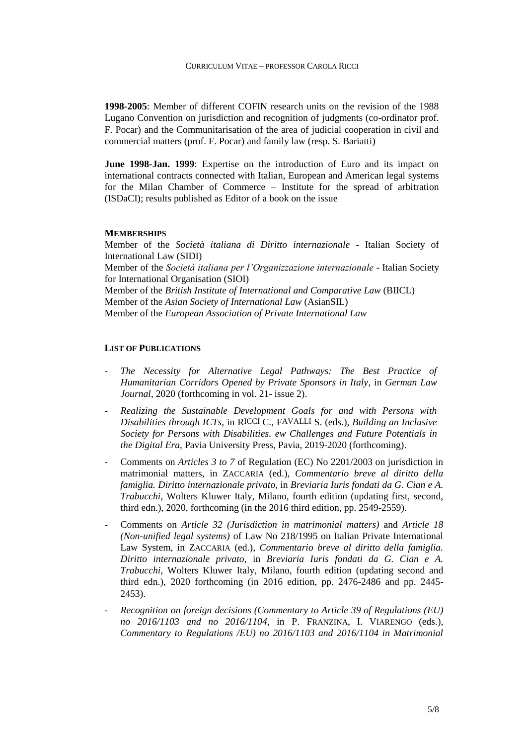**1998-2005**: Member of different COFIN research units on the revision of the 1988 Lugano Convention on jurisdiction and recognition of judgments (co-ordinator prof. F. Pocar) and the Communitarisation of the area of judicial cooperation in civil and commercial matters (prof. F. Pocar) and family law (resp. S. Bariatti)

**June 1998-Jan. 1999**: Expertise on the introduction of Euro and its impact on international contracts connected with Italian, European and American legal systems for the Milan Chamber of Commerce – Institute for the spread of arbitration (ISDaCI); results published as Editor of a book on the issue

## MEMBERSHIPS

Member of the *Società italiana di Diritto internazionale* - Italian Society of International Law (SIDI)
Member of the *Società italiana per l'Organizzazione internazionale* - Italian Society for International Organisation (SIOI)
Member of the *British Institute of International and Comparative Law* (BIICL)
Member of the *Asian Society of International Law* (AsianSIL)
Member of the *European Association of Private International Law*

## LIST OF PUBLICATIONS

- *The Necessity for Alternative Legal Pathways: The Best Practice of Humanitarian Corridors Opened by Private Sponsors in Italy*, in *German Law Journal*, 2020 (forthcoming in vol. 21- issue 2).
- *Realizing the Sustainable Development Goals for and with Persons with Disabilities through ICTs*, in RICCI C., FAVALLI S. (eds.), *Building an Inclusive Society for Persons with Disabilities. ew Challenges and Future Potentials in the Digital Era*, Pavia University Press, Pavia, 2019-2020 (forthcoming).
- Comments on *Articles 3 to 7* of Regulation (EC) No 2201/2003 on jurisdiction in matrimonial matters, in ZACCARIA (ed.), *Commentario breve al diritto della famiglia. Diritto internazionale privato*, in *Breviaria Iuris fondati da G. Cian e A. Trabucchi*, Wolters Kluwer Italy, Milano, fourth edition (updating first, second, third edn.), 2020, forthcoming (in the 2016 third edition, pp. 2549-2559).
- Comments on *Article 32 (Jurisdiction in matrimonial matters)* and *Article 18 (Non-unified legal systems)* of Law No 218/1995 on Italian Private International Law System, in ZACCARIA (ed.), *Commentario breve al diritto della famiglia. Diritto internazionale privato*, in *Breviaria Iuris fondati da G. Cian e A. Trabucchi*, Wolters Kluwer Italy, Milano, fourth edition (updating second and third edn.), 2020 forthcoming (in 2016 edition, pp. 2476-2486 and pp. 2445-2453).
- *Recognition on foreign decisions (Commentary to Article 39 of Regulations (EU) no 2016/1103 and no 2016/1104*, in P. FRANZINA, I. VIARENGO (eds.), *Commentary to Regulations /EU) no 2016/1103 and 2016/1104 in Matrimonial*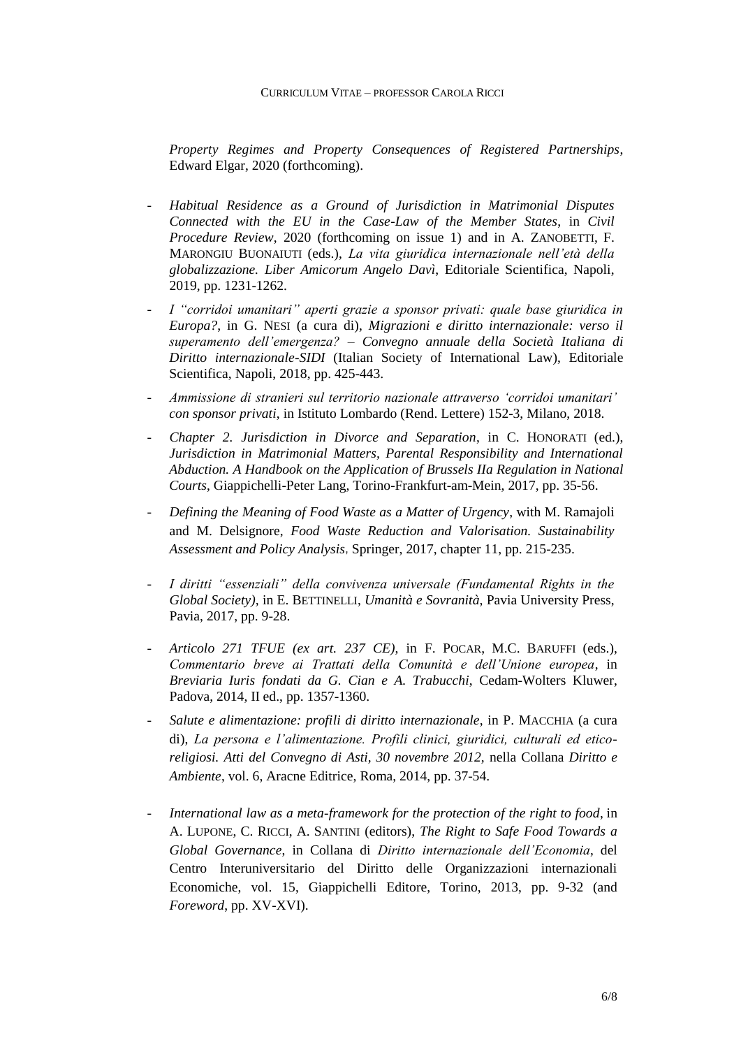*Property Regimes and Property Consequences of Registered Partnerships*, Edward Elgar, 2020 (forthcoming).

- *Habitual Residence as a Ground of Jurisdiction in Matrimonial Disputes Connected with the EU in the Case-Law of the Member States*, in *Civil Procedure Review*, 2020 (forthcoming on issue 1) and in A. ZANOBETTI, F. MARONGIU BUONAIUTI (eds.), *La vita giuridica internazionale nell'età della globalizzazione. Liber Amicorum Angelo Davì*, Editoriale Scientifica, Napoli, 2019, pp. 1231-1262.
- *I "corridoi umanitari" aperti grazie a sponsor privati: quale base giuridica in Europa?*, in G. NESI (a cura di), *Migrazioni e diritto internazionale: verso il superamento dell'emergenza? – Convegno annuale della Società Italiana di Diritto internazionale-SIDI* (Italian Society of International Law), Editoriale Scientifica, Napoli, 2018, pp. 425-443.
- *Ammissione di stranieri sul territorio nazionale attraverso 'corridoi umanitari' con sponsor privati*, in Istituto Lombardo (Rend. Lettere) 152-3, Milano, 2018.
- *Chapter 2. Jurisdiction in Divorce and Separation*, in C. HONORATI (ed.), *Jurisdiction in Matrimonial Matters, Parental Responsibility and International Abduction. A Handbook on the Application of Brussels IIa Regulation in National Courts*, Giappichelli-Peter Lang, Torino-Frankfurt-am-Mein, 2017, pp. 35-56.
- *Defining the Meaning of Food Waste as a Matter of Urgency*, with M. Ramajoli and M. Delsignore, *Food Waste Reduction and Valorisation. Sustainability Assessment and Policy Analysis*, Springer, 2017, chapter 11, pp. 215-235.
- *I diritti "essenziali" della convivenza universale (Fundamental Rights in the Global Society)*, in E. BETTINELLI, *Umanità e Sovranità*, Pavia University Press, Pavia, 2017, pp. 9-28.
- *Articolo 271 TFUE (ex art. 237 CE)*, in F. POCAR, M.C. BARUFFI (eds.), *Commentario breve ai Trattati della Comunità e dell'Unione europea*, in *Breviaria Iuris fondati da G. Cian e A. Trabucchi*, Cedam-Wolters Kluwer, Padova, 2014, II ed., pp. 1357-1360.
- *Salute e alimentazione: profili di diritto internazionale*, in P. MACCHIA (a cura di), *La persona e l'alimentazione. Profili clinici, giuridici, culturali ed etico-religiosi. Atti del Convegno di Asti, 30 novembre 2012*, nella Collana *Diritto e Ambiente*, vol. 6, Aracne Editrice, Roma, 2014, pp. 37-54.
- *International law as a meta-framework for the protection of the right to food*, in A. LUPONE, C. RICCI, A. SANTINI (editors), *The Right to Safe Food Towards a Global Governance*, in Collana di *Diritto internazionale dell'Economia*, del Centro Interuniversitario del Diritto delle Organizzazioni internazionali Economiche, vol. 15, Giappichelli Editore, Torino, 2013, pp. 9-32 (and *Foreword*, pp. XV-XVI).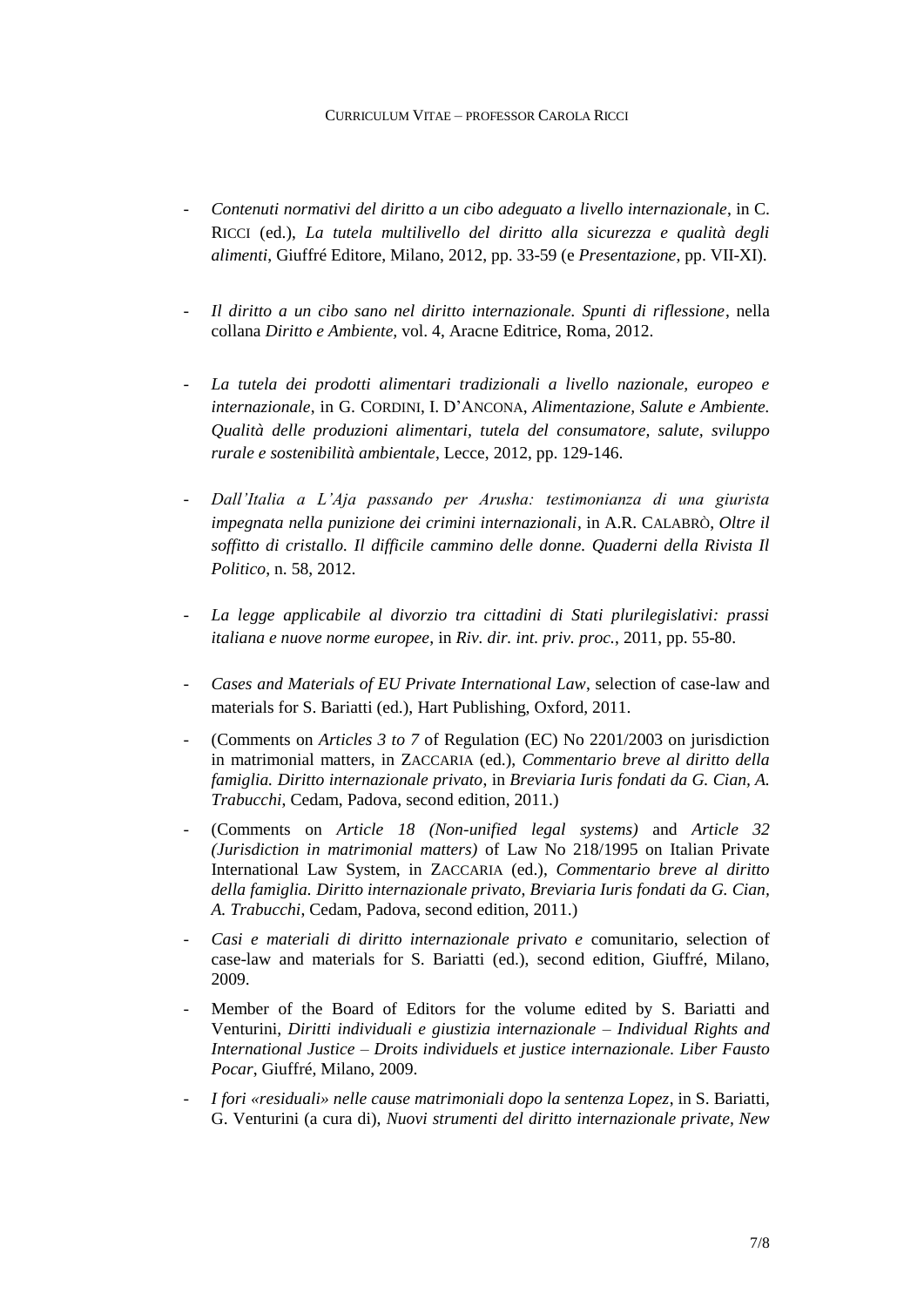- *Contenuti normativi del diritto a un cibo adeguato a livello internazionale*, in C. RICCI (ed.), *La tutela multilivello del diritto alla sicurezza e qualità degli alimenti*, Giuffré Editore, Milano, 2012, pp. 33-59 (e *Presentazione*, pp. VII-XI).

- *Il diritto a un cibo sano nel diritto internazionale. Spunti di riflessione*, nella collana *Diritto e Ambiente*, vol. 4, Aracne Editrice, Roma, 2012.

- *La tutela dei prodotti alimentari tradizionali a livello nazionale, europeo e internazionale*, in G. CORDINI, I. D'ANCONA, *Alimentazione, Salute e Ambiente. Qualità delle produzioni alimentari, tutela del consumatore, salute, sviluppo rurale e sostenibilità ambientale*, Lecce, 2012, pp. 129-146.

- *Dall'Italia a L'Aja passando per Arusha: testimonianza di una giurista impegnata nella punizione dei crimini internazionali*, in A.R. CALABRÒ, *Oltre il soffitto di cristallo. Il difficile cammino delle donne. Quaderni della Rivista Il Politico*, n. 58, 2012.

- *La legge applicabile al divorzio tra cittadini di Stati plurilegislativi: prassi italiana e nuove norme europee*, in *Riv. dir. int. priv. proc.*, 2011, pp. 55-80.

- *Cases and Materials of EU Private International Law*, selection of case-law and materials for S. Bariatti (ed.), Hart Publishing, Oxford, 2011.

- (Comments on *Articles 3 to 7* of Regulation (EC) No 2201/2003 on jurisdiction in matrimonial matters, in ZACCARIA (ed.), *Commentario breve al diritto della famiglia. Diritto internazionale privato*, in *Breviaria Iuris fondati da G. Cian, A. Trabucchi*, Cedam, Padova, second edition, 2011.)

- (Comments on *Article 18 (Non-unified legal systems)* and *Article 32 (Jurisdiction in matrimonial matters)* of Law No 218/1995 on Italian Private International Law System, in ZACCARIA (ed.), *Commentario breve al diritto della famiglia. Diritto internazionale privato, Breviaria Iuris fondati da G. Cian, A. Trabucchi*, Cedam, Padova, second edition, 2011.)

- *Casi e materiali di diritto internazionale privato e* comunitario, selection of case-law and materials for S. Bariatti (ed.), second edition, Giuffré, Milano, 2009.

- Member of the Board of Editors for the volume edited by S. Bariatti and Venturini, *Diritti individuali e giustizia internazionale – Individual Rights and International Justice – Droits individuels et justice internazionale. Liber Fausto Pocar*, Giuffré, Milano, 2009.

- *I fori «residuali» nelle cause matrimoniali dopo la sentenza Lopez*, in S. Bariatti, G. Venturini (a cura di), *Nuovi strumenti del diritto internazionale private, New*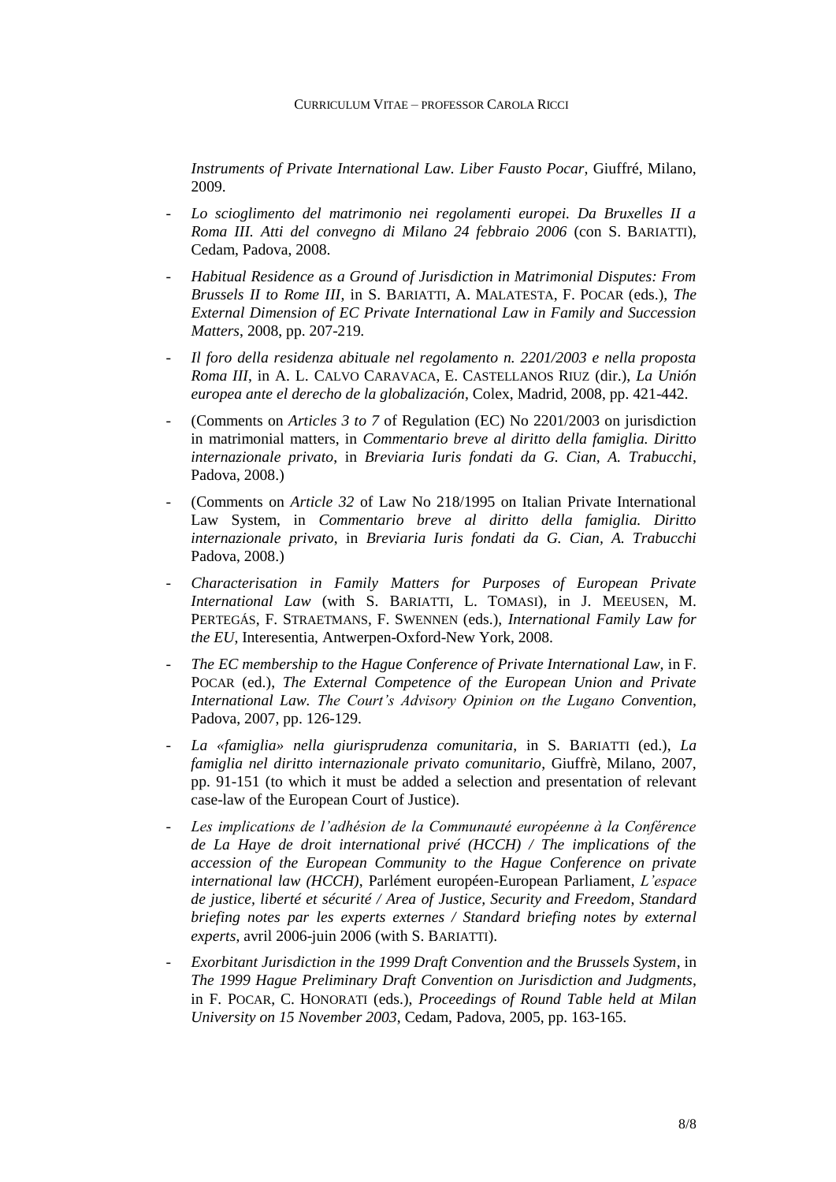*Instruments of Private International Law. Liber Fausto Pocar*, Giuffré, Milano, 2009.

- *Lo scioglimento del matrimonio nei regolamenti europei. Da Bruxelles II a Roma III. Atti del convegno di Milano 24 febbraio 2006* (con S. BARIATTI), Cedam, Padova, 2008.
- *Habitual Residence as a Ground of Jurisdiction in Matrimonial Disputes: From Brussels II to Rome III*, in S. BARIATTI, A. MALATESTA, F. POCAR (eds.), *The External Dimension of EC Private International Law in Family and Succession Matters*, 2008, pp. 207-219.
- *Il foro della residenza abituale nel regolamento n. 2201/2003 e nella proposta Roma III*, in A. L. CALVO CARAVACA, E. CASTELLANOS RIUZ (dir.), *La Unión europea ante el derecho de la globalización*, Colex, Madrid, 2008, pp. 421-442.
- (Comments on *Articles 3 to 7* of Regulation (EC) No 2201/2003 on jurisdiction in matrimonial matters, in *Commentario breve al diritto della famiglia. Diritto internazionale privato*, in *Breviaria Iuris fondati da G. Cian, A. Trabucchi*, Padova, 2008.)
- (Comments on *Article 32* of Law No 218/1995 on Italian Private International Law System, in *Commentario breve al diritto della famiglia. Diritto internazionale privato*, in *Breviaria Iuris fondati da G. Cian, A. Trabucchi* Padova, 2008.)
- *Characterisation in Family Matters for Purposes of European Private International Law* (with S. BARIATTI, L. TOMASI), in J. MEEUSEN, M. PERTEGÁS, F. STRAETMANS, F. SWENNEN (eds.), *International Family Law for the EU*, Interesentia, Antwerpen-Oxford-New York, 2008.
- *The EC membership to the Hague Conference of Private International Law*, in F. POCAR (ed.), *The External Competence of the European Union and Private International Law. The Court's Advisory Opinion on the Lugano Convention*, Padova, 2007, pp. 126-129.
- *La «famiglia» nella giurisprudenza comunitaria*, in S. BARIATTI (ed.), *La famiglia nel diritto internazionale privato comunitario*, Giuffrè, Milano, 2007, pp. 91-151 (to which it must be added a selection and presentation of relevant case-law of the European Court of Justice).
- *Les implications de l'adhésion de la Communauté européenne à la Conférence de La Haye de droit international privé (HCCH) / The implications of the accession of the European Community to the Hague Conference on private international law (HCCH)*, Parlément européen-European Parliament, *L'espace de justice, liberté et sécurité / Area of Justice, Security and Freedom*, *Standard briefing notes par les experts externes / Standard briefing notes by external experts*, avril 2006-juin 2006 (with S. BARIATTI).
- *Exorbitant Jurisdiction in the 1999 Draft Convention and the Brussels System*, in *The 1999 Hague Preliminary Draft Convention on Jurisdiction and Judgments*, in F. POCAR, C. HONORATI (eds.), *Proceedings of Round Table held at Milan University on 15 November 2003*, Cedam, Padova, 2005, pp. 163-165.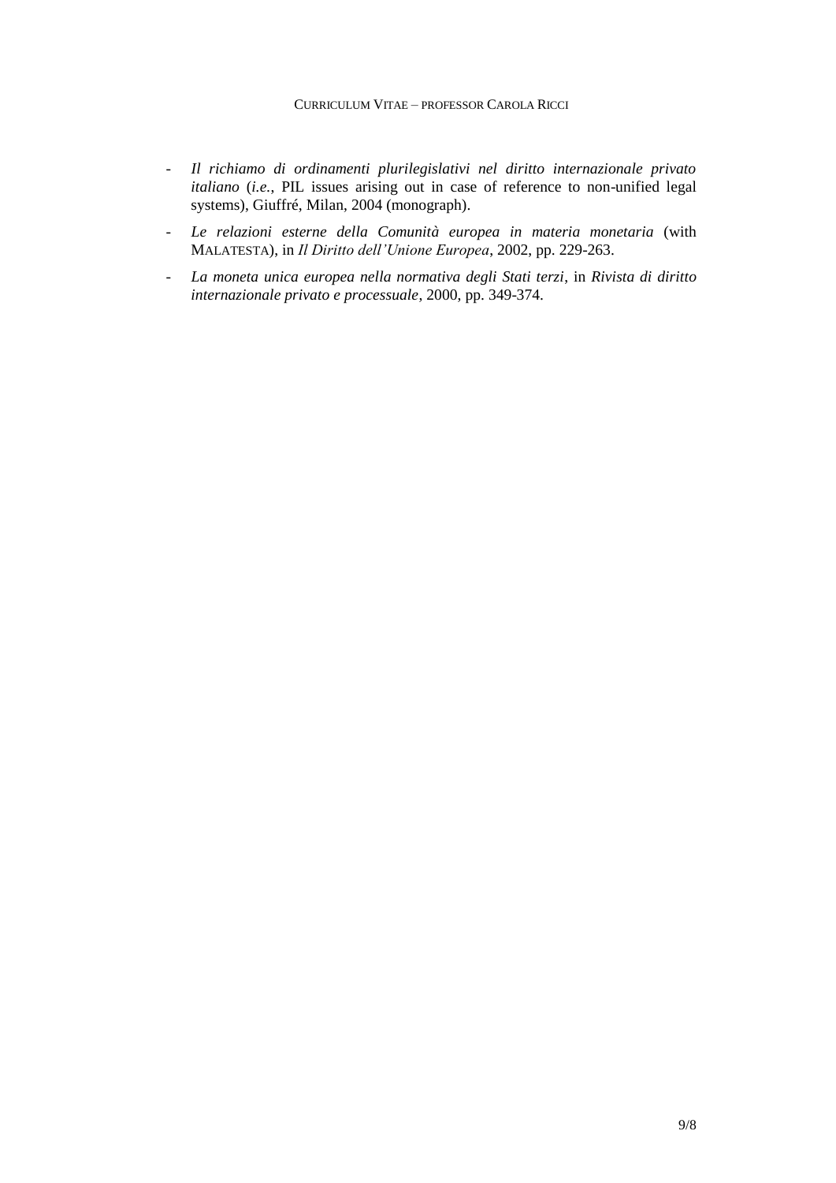- *Il richiamo di ordinamenti plurilegislativi nel diritto internazionale privato italiano* (*i.e.*, PIL issues arising out in case of reference to non-unified legal systems), Giuffré, Milan, 2004 (monograph).
- *Le relazioni esterne della Comunità europea in materia monetaria* (with MALATESTA), in *Il Diritto dell'Unione Europea*, 2002, pp. 229-263.
- *La moneta unica europea nella normativa degli Stati terzi*, in *Rivista di diritto internazionale privato e processuale*, 2000, pp. 349-374.